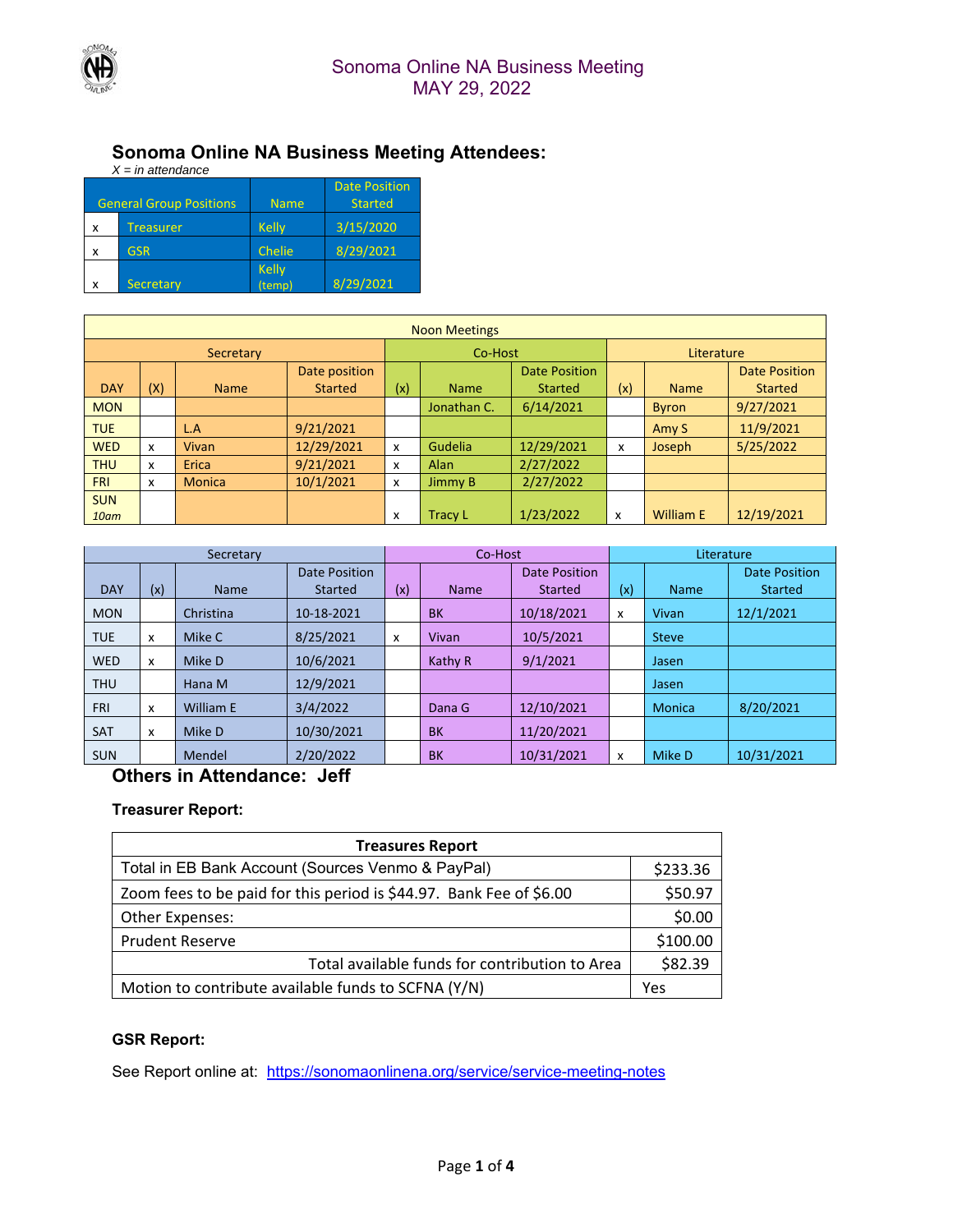# Sonoma Online NA Business Meeting
# MAY 29, 2022

## Sonoma Online NA Business Meeting Attendees:

*X = in attendance*

| | General Group Positions | Name | Date Position Started |
|---|---|---|---|
| x | Treasurer | Kelly | 3/15/2020 |
| x | GSR | Chelie | 8/29/2021 |
| x | Secretary | Kelly (temp) | 8/29/2021 |

| Noon Meetings | | | | | | | | | | | |
|---|---|---|---|---|---|---|---|---|---|---|---|
| | Secretary | | | Co-Host | | | Literature | | | | |
| DAY | (X) | Name | Date position Started | (x) | Name | Date Position Started | (x) | Name | Date Position Started | | |
| MON | | | | | Jonathan C. | 6/14/2021 | | Byron | 9/27/2021 | | |
| TUE | | L.A | 9/21/2021 | | | | | Amy S | 11/9/2021 | | |
| WED | x | Vivan | 12/29/2021 | x | Gudelia | 12/29/2021 | x | Joseph | 5/25/2022 | | |
| THU | x | Erica | 9/21/2021 | x | Alan | 2/27/2022 | | | | | |
| FRI | x | Monica | 10/1/2021 | x | Jimmy B | 2/27/2022 | | | | | |
| SUN *10am* | | | | x | Tracy L | 1/23/2022 | x | William E | 12/19/2021 | | |

| | Secretary | | | Co-Host | | | Literature | | |
|---|---|---|---|---|---|---|---|---|---|
| DAY | (x) | Name | Date Position Started | (x) | Name | Date Position Started | (x) | Name | Date Position Started |
| MON | | Christina | 10-18-2021 | | BK | 10/18/2021 | x | Vivan | 12/1/2021 |
| TUE | x | Mike C | 8/25/2021 | x | Vivan | 10/5/2021 | | Steve | |
| WED | x | Mike D | 10/6/2021 | | Kathy R | 9/1/2021 | | Jasen | |
| THU | | Hana M | 12/9/2021 | | | | | Jasen | |
| FRI | x | William E | 3/4/2022 | | Dana G | 12/10/2021 | | Monica | 8/20/2021 |
| SAT | x | Mike D | 10/30/2021 | | BK | 11/20/2021 | | | |
| SUN | | Mendel | 2/20/2022 | | BK | 10/31/2021 | x | Mike D | 10/31/2021 |

## Others in Attendance: Jeff

### Treasurer Report:

| Treasures Report | |
|---|---|
| Total in EB Bank Account (Sources Venmo & PayPal) | $233.36 |
| Zoom fees to be paid for this period is $44.97. Bank Fee of $6.00 | $50.97 |
| Other Expenses: | $0.00 |
| Prudent Reserve | $100.00 |
| Total available funds for contribution to Area | $82.39 |
| Motion to contribute available funds to SCFNA (Y/N) | Yes |

### GSR Report:

See Report online at: https://sonomaonlinena.org/service/service-meeting-notes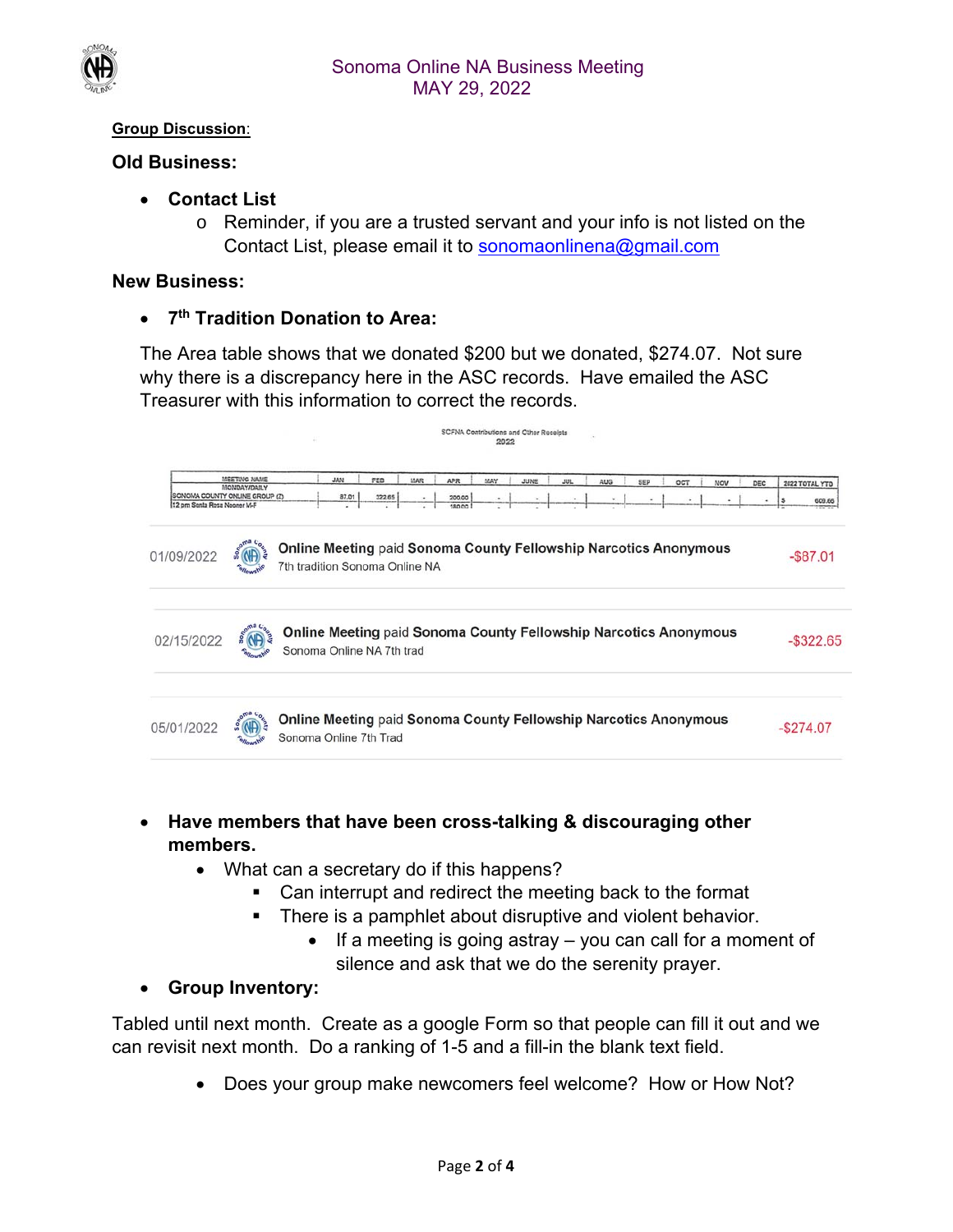Sonoma Online NA Business Meeting
MAY 29, 2022

**Group Discussion**:

**Old Business:**

- **Contact List**
  - Reminder, if you are a trusted servant and your info is not listed on the Contact List, please email it to sonomaonlinena@gmail.com

**New Business:**

- **7th Tradition Donation to Area:**

The Area table shows that we donated $200 but we donated, $274.07. Not sure why there is a discrepancy here in the ASC records. Have emailed the ASC Treasurer with this information to correct the records.

SCFNA Contributions and Other Receipts
2022

| MEETING NAME MONDAY/DAILY | JAN | FEB | MAR | APR | MAY | JUNE | JUL | AUG | SEP | OCT | NOV | DEC | 2022 TOTAL YTD |
|---|---|---|---|---|---|---|---|---|---|---|---|---|---|
| SONOMA COUNTY ONLINE GROUP (2) | 87.01 | 322.65 | - | 200.00 | - | - | - | - | - | - | - | - | $ 609.66 |
| 12 pm Santa Rosa Nooner M-F | - | - | - | 180.00 | - | - | - | - | - | - | - | - | |

| Date | Description | Amount |
|---|---|---|
| 01/09/2022 | **Online Meeting** paid **Sonoma County Fellowship Narcotics Anonymous** 7th tradition Sonoma Online NA | -$87.01 |
| 02/15/2022 | **Online Meeting** paid **Sonoma County Fellowship Narcotics Anonymous** Sonoma Online NA 7th trad | -$322.65 |
| 05/01/2022 | **Online Meeting** paid **Sonoma County Fellowship Narcotics Anonymous** Sonoma Online 7th Trad | -$274.07 |

- **Have members that have been cross-talking & discouraging other members.**
  - What can a secretary do if this happens?
    - Can interrupt and redirect the meeting back to the format
    - There is a pamphlet about disruptive and violent behavior.
      - If a meeting is going astray – you can call for a moment of silence and ask that we do the serenity prayer.
- **Group Inventory:**

Tabled until next month. Create as a google Form so that people can fill it out and we can revisit next month. Do a ranking of 1-5 and a fill-in the blank text field.

- Does your group make newcomers feel welcome? How or How Not?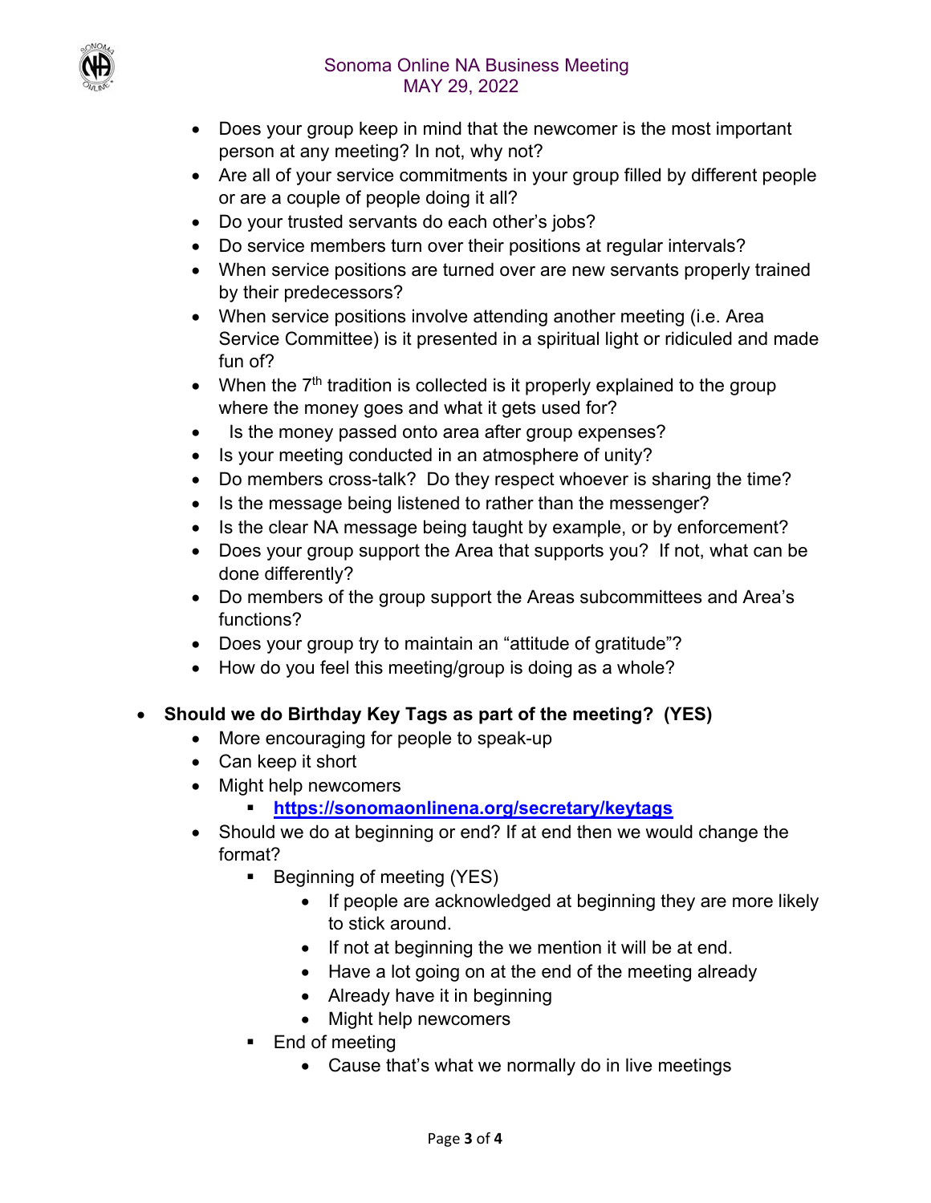- Does your group keep in mind that the newcomer is the most important person at any meeting? In not, why not?
- Are all of your service commitments in your group filled by different people or are a couple of people doing it all?
- Do your trusted servants do each other's jobs?
- Do service members turn over their positions at regular intervals?
- When service positions are turned over are new servants properly trained by their predecessors?
- When service positions involve attending another meeting (i.e. Area Service Committee) is it presented in a spiritual light or ridiculed and made fun of?
- When the 7th tradition is collected is it properly explained to the group where the money goes and what it gets used for?
- Is the money passed onto area after group expenses?
- Is your meeting conducted in an atmosphere of unity?
- Do members cross-talk? Do they respect whoever is sharing the time?
- Is the message being listened to rather than the messenger?
- Is the clear NA message being taught by example, or by enforcement?
- Does your group support the Area that supports you? If not, what can be done differently?
- Do members of the group support the Areas subcommittees and Area's functions?
- Does your group try to maintain an "attitude of gratitude"?
- How do you feel this meeting/group is doing as a whole?

- **Should we do Birthday Key Tags as part of the meeting? (YES)**
  - More encouraging for people to speak-up
  - Can keep it short
  - Might help newcomers
    - **https://sonomaonlinena.org/secretary/keytags**
  - Should we do at beginning or end? If at end then we would change the format?
    - Beginning of meeting (YES)
      - If people are acknowledged at beginning they are more likely to stick around.
      - If not at beginning the we mention it will be at end.
      - Have a lot going on at the end of the meeting already
      - Already have it in beginning
      - Might help newcomers
    - End of meeting
      - Cause that's what we normally do in live meetings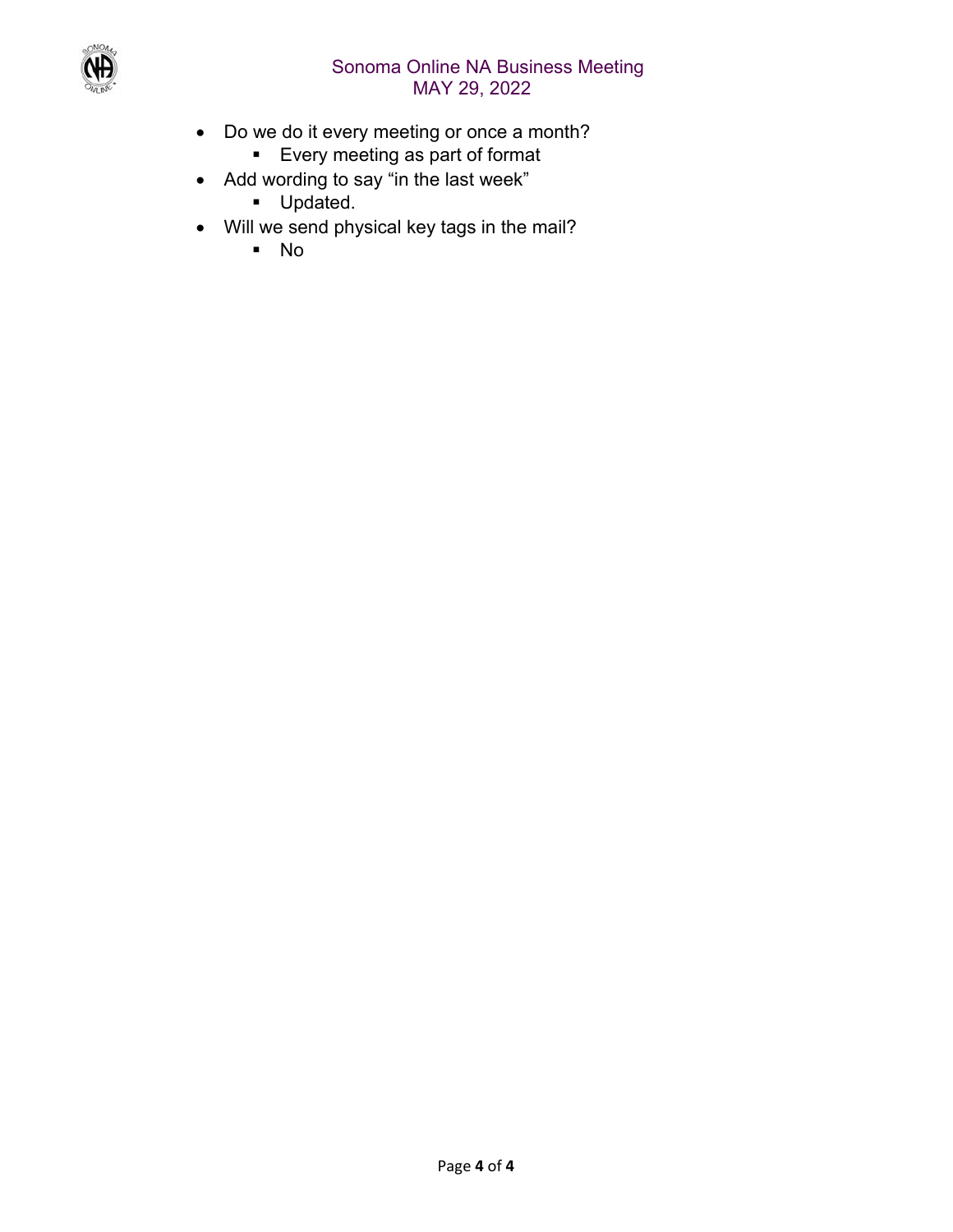- Do we do it every meeting or once a month?
  - Every meeting as part of format
- Add wording to say "in the last week"
  - Updated.
- Will we send physical key tags in the mail?
  - No